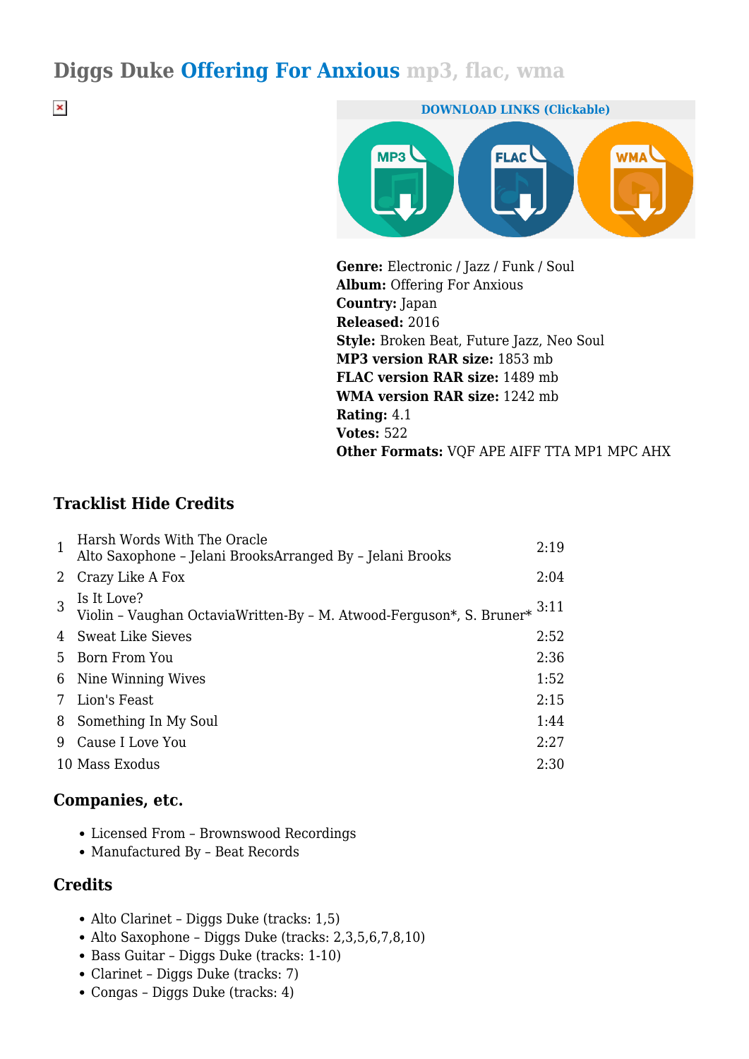# Diggs Duke Offering For Anxious mp3, flac, wma

DOWNLOAD LINKS (Clickable)

**Genre:** Electronic / Jazz / Funk / Soul
**Album:** Offering For Anxious
**Country:** Japan
**Released:** 2016
**Style:** Broken Beat, Future Jazz, Neo Soul
**MP3 version RAR size:** 1853 mb
**FLAC version RAR size:** 1489 mb
**WMA version RAR size:** 1242 mb
**Rating:** 4.1
**Votes:** 522
**Other Formats:** VQF APE AIFF TTA MP1 MPC AHX

### Tracklist Hide Credits

| | | |
|---|---|---|
| 1 | Harsh Words With The Oracle<br>Alto Saxophone – Jelani BrooksArranged By – Jelani Brooks | 2:19 |
| 2 | Crazy Like A Fox | 2:04 |
| 3 | Is It Love?<br>Violin – Vaughan OctaviaWritten-By – M. Atwood-Ferguson*, S. Bruner* | 3:11 |
| 4 | Sweat Like Sieves | 2:52 |
| 5 | Born From You | 2:36 |
| 6 | Nine Winning Wives | 1:52 |
| 7 | Lion's Feast | 2:15 |
| 8 | Something In My Soul | 1:44 |
| 9 | Cause I Love You | 2:27 |
| 10 | Mass Exodus | 2:30 |

### Companies, etc.

- Licensed From – Brownswood Recordings
- Manufactured By – Beat Records

### Credits

- Alto Clarinet – Diggs Duke (tracks: 1,5)
- Alto Saxophone – Diggs Duke (tracks: 2,3,5,6,7,8,10)
- Bass Guitar – Diggs Duke (tracks: 1-10)
- Clarinet – Diggs Duke (tracks: 7)
- Congas – Diggs Duke (tracks: 4)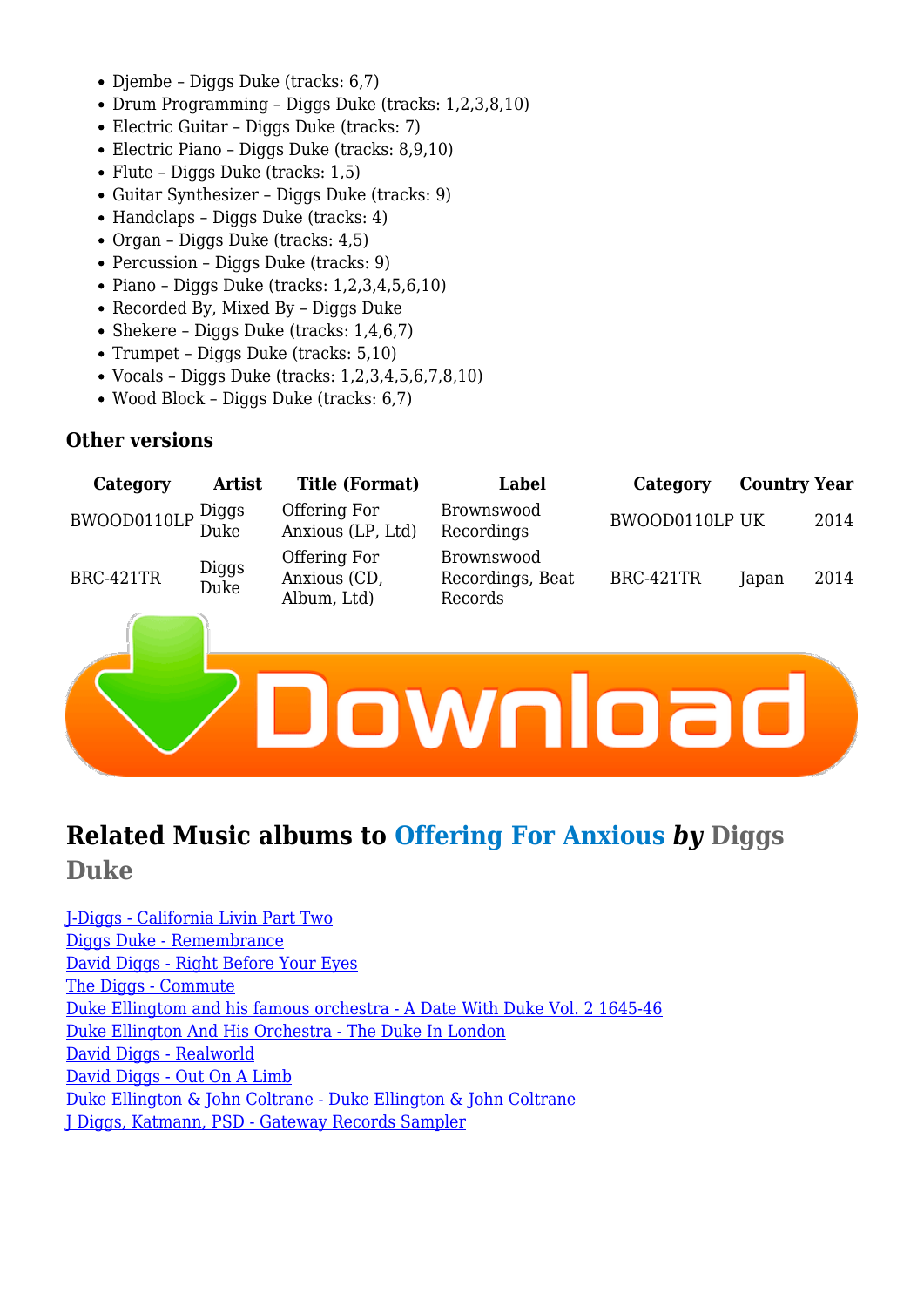- Djembe – Diggs Duke (tracks: 6,7)
- Drum Programming – Diggs Duke (tracks: 1,2,3,8,10)
- Electric Guitar – Diggs Duke (tracks: 7)
- Electric Piano – Diggs Duke (tracks: 8,9,10)
- Flute – Diggs Duke (tracks: 1,5)
- Guitar Synthesizer – Diggs Duke (tracks: 9)
- Handclaps – Diggs Duke (tracks: 4)
- Organ – Diggs Duke (tracks: 4,5)
- Percussion – Diggs Duke (tracks: 9)
- Piano – Diggs Duke (tracks: 1,2,3,4,5,6,10)
- Recorded By, Mixed By – Diggs Duke
- Shekere – Diggs Duke (tracks: 1,4,6,7)
- Trumpet – Diggs Duke (tracks: 5,10)
- Vocals – Diggs Duke (tracks: 1,2,3,4,5,6,7,8,10)
- Wood Block – Diggs Duke (tracks: 6,7)

### Other versions

| Category | Artist | Title (Format) | Label | Category | Country | Year |
|---|---|---|---|---|---|---|
| BWOOD0110LP | Diggs Duke | Offering For Anxious (LP, Ltd) | Brownswood Recordings | BWOOD0110LP | UK | 2014 |
| BRC-421TR | Diggs Duke | Offering For Anxious (CD, Album, Ltd) | Brownswood Recordings, Beat Records | BRC-421TR | Japan | 2014 |

## Related Music albums to Offering For Anxious *by* Diggs Duke

J-Diggs - California Livin Part Two
Diggs Duke - Remembrance
David Diggs - Right Before Your Eyes
The Diggs - Commute
Duke Ellingtom and his famous orchestra - A Date With Duke Vol. 2 1645-46
Duke Ellington And His Orchestra - The Duke In London
David Diggs - Realworld
David Diggs - Out On A Limb
Duke Ellington & John Coltrane - Duke Ellington & John Coltrane
J Diggs, Katmann, PSD - Gateway Records Sampler